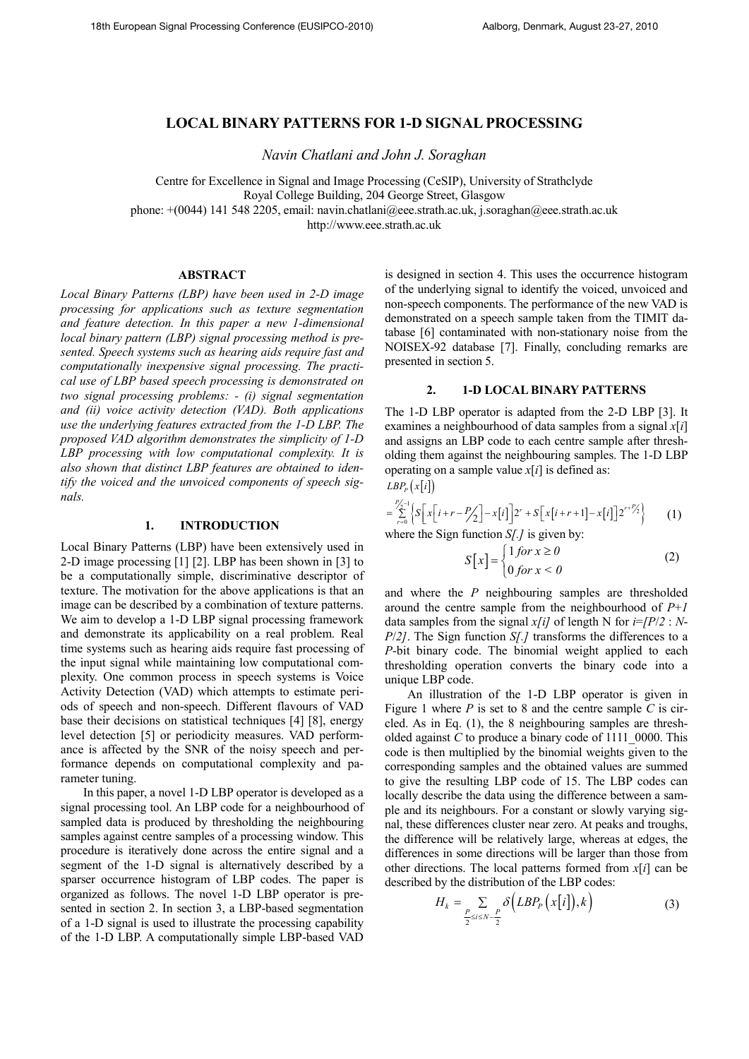# LOCAL BINARY PATTERNS FOR 1-D SIGNAL PROCESSING

*Navin Chatlani and John J. Soraghan*

Centre for Excellence in Signal and Image Processing (CeSIP), University of Strathclyde
Royal College Building, 204 George Street, Glasgow
phone: +(0044) 141 548 2205, email: navin.chatlani@eee.strath.ac.uk, j.soraghan@eee.strath.ac.uk
http://www.eee.strath.ac.uk

## ABSTRACT

*Local Binary Patterns (LBP) have been used in 2-D image processing for applications such as texture segmentation and feature detection. In this paper a new 1-dimensional local binary pattern (LBP) signal processing method is presented. Speech systems such as hearing aids require fast and computationally inexpensive signal processing. The practical use of LBP based speech processing is demonstrated on two signal processing problems: - (i) signal segmentation and (ii) voice activity detection (VAD). Both applications use the underlying features extracted from the 1-D LBP. The proposed VAD algorithm demonstrates the simplicity of 1-D LBP processing with low computational complexity. It is also shown that distinct LBP features are obtained to identify the voiced and the unvoiced components of speech signals.*

## 1. INTRODUCTION

Local Binary Patterns (LBP) have been extensively used in 2-D image processing [1] [2]. LBP has been shown in [3] to be a computationally simple, discriminative descriptor of texture. The motivation for the above applications is that an image can be described by a combination of texture patterns. We aim to develop a 1-D LBP signal processing framework and demonstrate its applicability on a real problem. Real time systems such as hearing aids require fast processing of the input signal while maintaining low computational complexity. One common process in speech systems is Voice Activity Detection (VAD) which attempts to estimate periods of speech and non-speech. Different flavours of VAD base their decisions on statistical techniques [4] [8], energy level detection [5] or periodicity measures. VAD performance is affected by the SNR of the noisy speech and performance depends on computational complexity and parameter tuning.

In this paper, a novel 1-D LBP operator is developed as a signal processing tool. An LBP code for a neighbourhood of sampled data is produced by thresholding the neighbouring samples against centre samples of a processing window. This procedure is iteratively done across the entire signal and a segment of the 1-D signal is alternatively described by a sparser occurrence histogram of LBP codes. The paper is organized as follows. The novel 1-D LBP operator is presented in section 2. In section 3, a LBP-based segmentation of a 1-D signal is used to illustrate the processing capability of the 1-D LBP. A computationally simple LBP-based VAD is designed in section 4. This uses the occurrence histogram of the underlying signal to identify the voiced, unvoiced and non-speech components. The performance of the new VAD is demonstrated on a speech sample taken from the TIMIT database [6] contaminated with non-stationary noise from the NOISEX-92 database [7]. Finally, concluding remarks are presented in section 5.

## 2. 1-D LOCAL BINARY PATTERNS

The 1-D LBP operator is adapted from the 2-D LBP [3]. It examines a neighbourhood of data samples from a signal $x[i]$ and assigns an LBP code to each centre sample after thresholding them against the neighbouring samples. The 1-D LBP operating on a sample value $x[i]$ is defined as:

$$LBP_P\left(x[i]\right) = \sum_{r=0}^{P/2-1}\left\{S\left[x\left[i+r-\tfrac{P}{2}\right]-x[i]\right]2^{r}+S\left[x[i+r+1]-x[i]\right]2^{r+P/2}\right\} \quad (1)$$

where the Sign function $S[.]$ is given by:

$$S[x]=\begin{cases}1 & for\ x \geq 0\\ 0 & for\ x < 0\end{cases} \quad (2)$$

and where the $P$ neighbouring samples are thresholded around the centre sample from the neighbourhood of $P+1$ data samples from the signal $x[i]$ of length N for $i=[P/2 : N-P/2]$. The Sign function $S[.]$ transforms the differences to a $P$-bit binary code. The binomial weight applied to each thresholding operation converts the binary code into a unique LBP code.

An illustration of the 1-D LBP operator is given in Figure 1 where $P$ is set to 8 and the centre sample $C$ is circled. As in Eq. (1), the 8 neighbouring samples are thresholded against $C$ to produce a binary code of 1111_0000. This code is then multiplied by the binomial weights given to the corresponding samples and the obtained values are summed to give the resulting LBP code of 15. The LBP codes can locally describe the data using the difference between a sample and its neighbours. For a constant or slowly varying signal, these differences cluster near zero. At peaks and troughs, the difference will be relatively large, whereas at edges, the differences in some directions will be larger than those from other directions. The local patterns formed from $x[i]$ can be described by the distribution of the LBP codes:

$$H_k = \sum_{\frac{P}{2}\leq i \leq N-\frac{P}{2}} \delta\left(LBP_P\left(x[i]\right),k\right) \quad (3)$$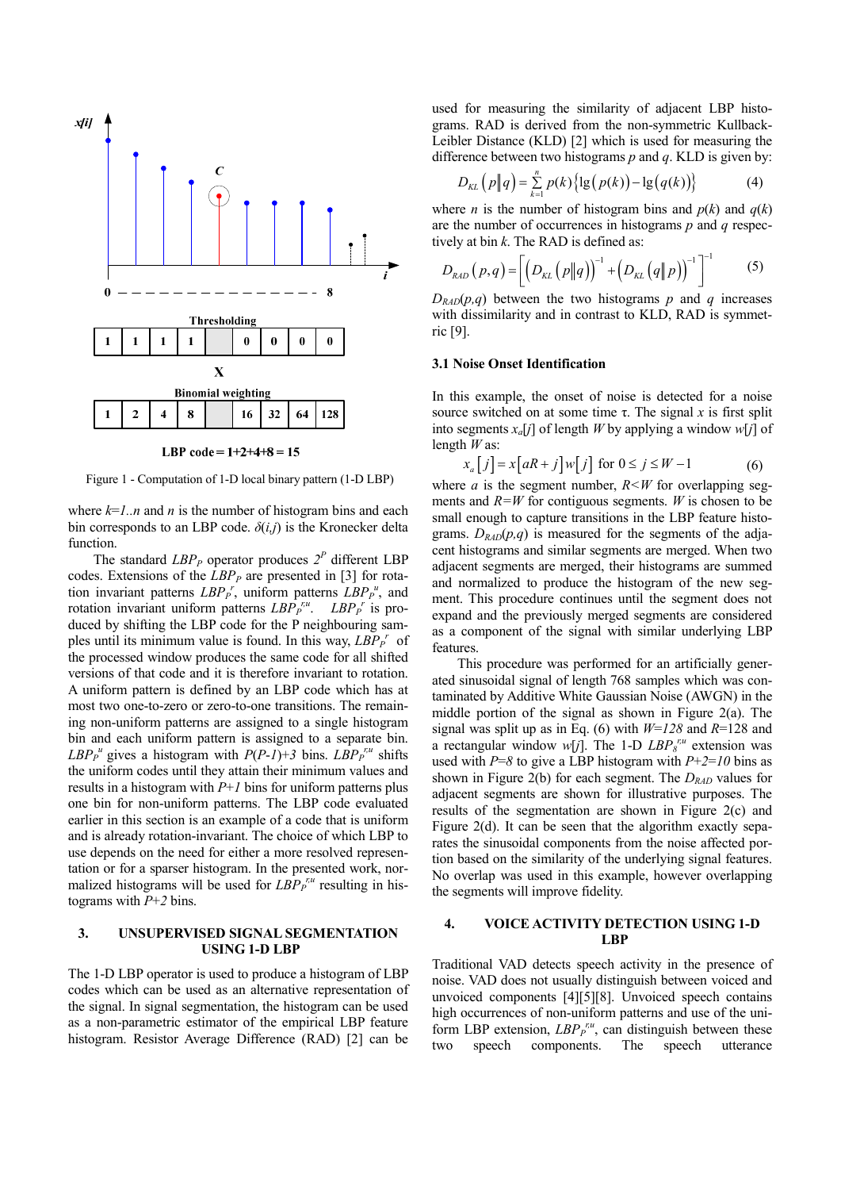Figure 1 - Computation of 1-D local binary pattern (1-D LBP)

where $k=1..n$ and $n$ is the number of histogram bins and each bin corresponds to an LBP code. $\delta(i,j)$ is the Kronecker delta function.

The standard $LBP_P$ operator produces $2^P$ different LBP codes. Extensions of the $LBP_P$ are presented in [3] for rotation invariant patterns $LBP_P^r$, uniform patterns $LBP_P^u$, and rotation invariant uniform patterns $LBP_P^{r,u}$. $LBP_P^r$ is produced by shifting the LBP code for the P neighbouring samples until its minimum value is found. In this way, $LBP_P^r$ of the processed window produces the same code for all shifted versions of that code and it is therefore invariant to rotation. A uniform pattern is defined by an LBP code which has at most two one-to-zero or zero-to-one transitions. The remaining non-uniform patterns are assigned to a single histogram bin and each uniform pattern is assigned to a separate bin. $LBP_P^u$ gives a histogram with $P(P-1)+3$ bins. $LBP_P^{r,u}$ shifts the uniform codes until they attain their minimum values and results in a histogram with $P+1$ bins for uniform patterns plus one bin for non-uniform patterns. The LBP code evaluated earlier in this section is an example of a code that is uniform and is already rotation-invariant. The choice of which LBP to use depends on the need for either a more resolved representation or for a sparser histogram. In the presented work, normalized histograms will be used for $LBP_P^{r,u}$ resulting in histograms with $P+2$ bins.

## 3. UNSUPERVISED SIGNAL SEGMENTATION USING 1-D LBP

The 1-D LBP operator is used to produce a histogram of LBP codes which can be used as an alternative representation of the signal. In signal segmentation, the histogram can be used as a non-parametric estimator of the empirical LBP feature histogram. Resistor Average Difference (RAD) [2] can be used for measuring the similarity of adjacent LBP histograms. RAD is derived from the non-symmetric Kullback-Leibler Distance (KLD) [2] which is used for measuring the difference between two histograms $p$ and $q$. KLD is given by:

$$D_{KL}\left(p\|q\right)=\sum_{k=1}^{n}p(k)\left\{\lg\left(p(k)\right)-\lg\left(q(k)\right)\right\} \tag{4}$$

where $n$ is the number of histogram bins and $p(k)$ and $q(k)$ are the number of occurrences in histograms $p$ and $q$ respectively at bin $k$. The RAD is defined as:

$$D_{RAD}\left(p,q\right)=\left[\left(D_{KL}\left(p\|q\right)\right)^{-1}+\left(D_{KL}\left(q\|p\right)\right)^{-1}\right]^{-1} \tag{5}$$

$D_{RAD}(p,q)$ between the two histograms $p$ and $q$ increases with dissimilarity and in contrast to KLD, RAD is symmetric [9].

### 3.1 Noise Onset Identification

In this example, the onset of noise is detected for a noise source switched on at some time $\tau$. The signal $x$ is first split into segments $x_a[j]$ of length $W$ by applying a window $w[j]$ of length $W$ as:

$$x_a\left[j\right]=x\left[aR+j\right]w\left[j\right] \text{ for } 0\leq j\leq W-1 \tag{6}$$

where $a$ is the segment number, $R<W$ for overlapping segments and $R=W$ for contiguous segments. $W$ is chosen to be small enough to capture transitions in the LBP feature histograms. $D_{RAD}(p,q)$ is measured for the segments of the adjacent histograms and similar segments are merged. When two adjacent segments are merged, their histograms are summed and normalized to produce the histogram of the new segment. This procedure continues until the segment does not expand and the previously merged segments are considered as a component of the signal with similar underlying LBP features.

This procedure was performed for an artificially generated sinusoidal signal of length 768 samples which was contaminated by Additive White Gaussian Noise (AWGN) in the middle portion of the signal as shown in Figure 2(a). The signal was split up as in Eq. (6) with $W=128$ and $R=128$ and a rectangular window $w[j]$. The 1-D $LBP_8^{r,u}$ extension was used with $P=8$ to give a LBP histogram with $P+2=10$ bins as shown in Figure 2(b) for each segment. The $D_{RAD}$ values for adjacent segments are shown for illustrative purposes. The results of the segmentation are shown in Figure 2(c) and Figure 2(d). It can be seen that the algorithm exactly separates the sinusoidal components from the noise affected portion based on the similarity of the underlying signal features. No overlap was used in this example, however overlapping the segments will improve fidelity.

## 4. VOICE ACTIVITY DETECTION USING 1-D LBP

Traditional VAD detects speech activity in the presence of noise. VAD does not usually distinguish between voiced and unvoiced components [4][5][8]. Unvoiced speech contains high occurrences of non-uniform patterns and use of the uniform LBP extension, $LBP_P^{r,u}$, can distinguish between these two speech components. The speech utterance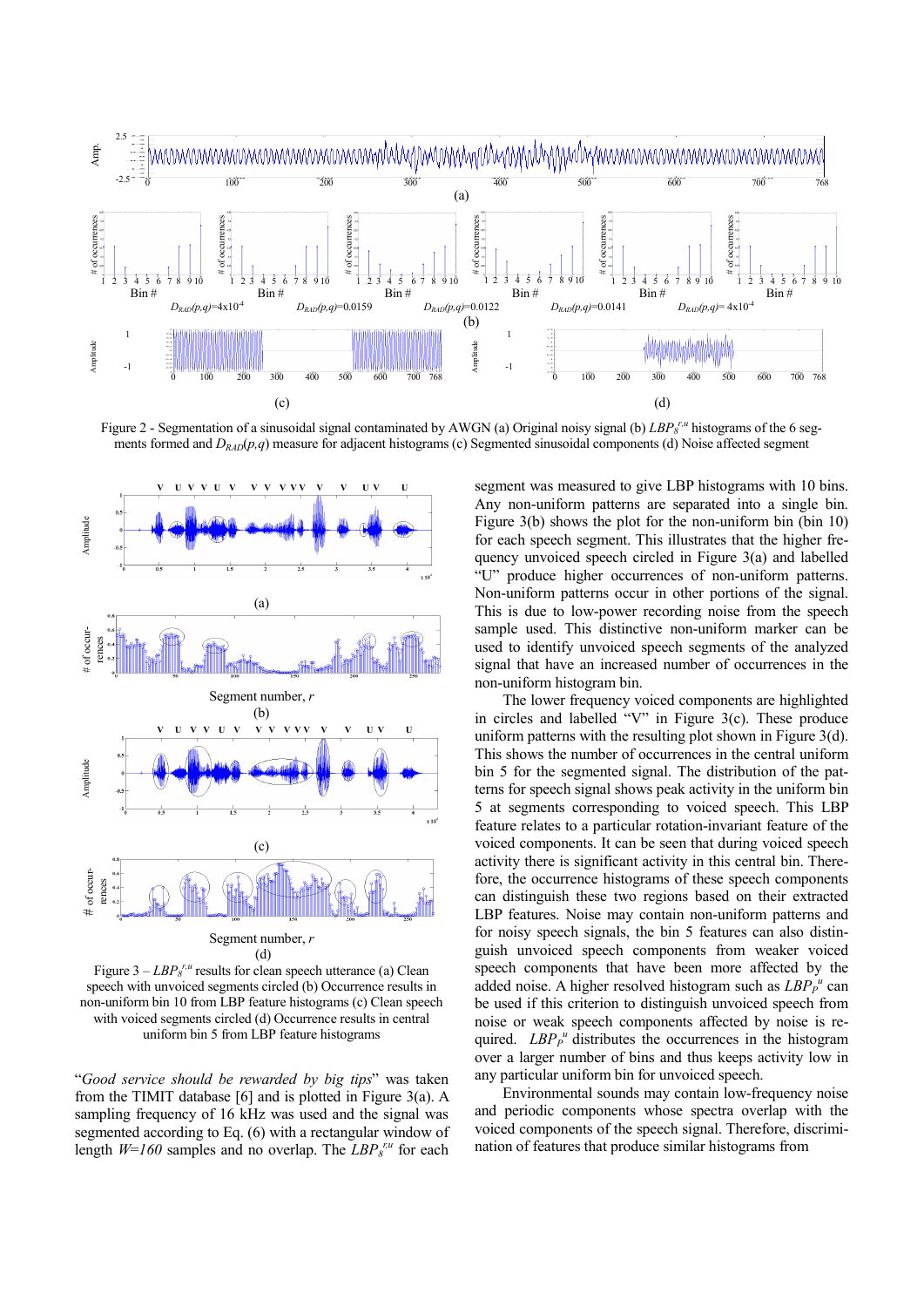Figure 2 - Segmentation of a sinusoidal signal contaminated by AWGN (a) Original noisy signal (b) $LBP_8^{r,u}$ histograms of the 6 segments formed and $D_{RAD}(p,q)$ measure for adjacent histograms (c) Segmented sinusoidal components (d) Noise affected segment

Figure 3 – $LBP_8^{r,u}$ results for clean speech utterance (a) Clean speech with unvoiced segments circled (b) Occurrence results in non-uniform bin 10 from LBP feature histograms (c) Clean speech with voiced segments circled (d) Occurrence results in central uniform bin 5 from LBP feature histograms

"*Good service should be rewarded by big tips*" was taken from the TIMIT database [6] and is plotted in Figure 3(a). A sampling frequency of 16 kHz was used and the signal was segmented according to Eq. (6) with a rectangular window of length $W=160$ samples and no overlap. The $LBP_8^{r,u}$ for each segment was measured to give LBP histograms with 10 bins. Any non-uniform patterns are separated into a single bin. Figure 3(b) shows the plot for the non-uniform bin (bin 10) for each speech segment. This illustrates that the higher frequency unvoiced speech circled in Figure 3(a) and labelled "U" produce higher occurrences of non-uniform patterns. Non-uniform patterns occur in other portions of the signal. This is due to low-power recording noise from the speech sample used. This distinctive non-uniform marker can be used to identify unvoiced speech segments of the analyzed signal that have an increased number of occurrences in the non-uniform histogram bin.

The lower frequency voiced components are highlighted in circles and labelled "V" in Figure 3(c). These produce uniform patterns with the resulting plot shown in Figure 3(d). This shows the number of occurrences in the central uniform bin 5 for the segmented signal. The distribution of the patterns for speech signal shows peak activity in the uniform bin 5 at segments corresponding to voiced speech. This LBP feature relates to a particular rotation-invariant feature of the voiced components. It can be seen that during voiced speech activity there is significant activity in this central bin. Therefore, the occurrence histograms of these speech components can distinguish these two regions based on their extracted LBP features. Noise may contain non-uniform patterns and for noisy speech signals, the bin 5 features can also distinguish unvoiced speech components from weaker voiced speech components that have been more affected by the added noise. A higher resolved histogram such as $LBP_P^u$ can be used if this criterion to distinguish unvoiced speech from noise or weak speech components affected by noise is required. $LBP_P^u$ distributes the occurrences in the histogram over a larger number of bins and thus keeps activity low in any particular uniform bin for unvoiced speech.

Environmental sounds may contain low-frequency noise and periodic components whose spectra overlap with the voiced components of the speech signal. Therefore, discrimination of features that produce similar histograms from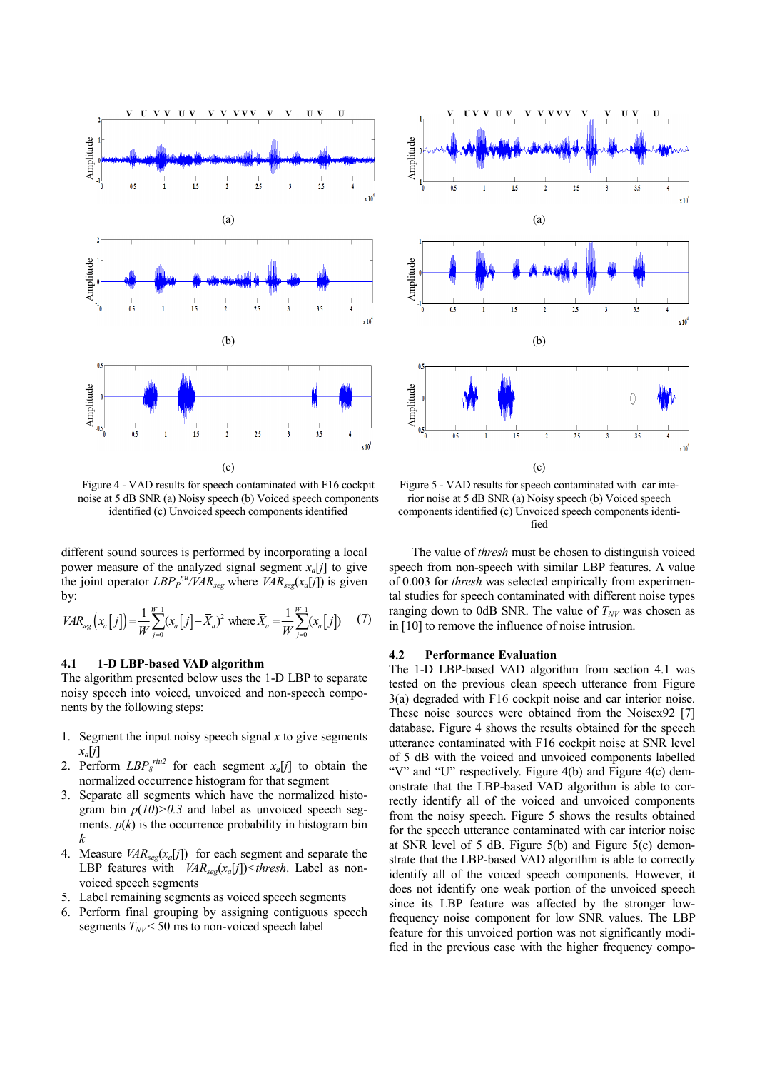Figure 4 - VAD results for speech contaminated with F16 cockpit noise at 5 dB SNR (a) Noisy speech (b) Voiced speech components identified (c) Unvoiced speech components identified

Figure 5 - VAD results for speech contaminated with car interior noise at 5 dB SNR (a) Noisy speech (b) Voiced speech components identified (c) Unvoiced speech components identified

different sound sources is performed by incorporating a local power measure of the analyzed signal segment $x_a[j]$ to give the joint operator $LBP_P^{r,u}/VAR_{seg}$ where $VAR_{seg}(x_a[j])$ is given by:

$$VAR_{seg}\left(x_a\left[j\right]\right)=\frac{1}{W}\sum_{j=0}^{W-1}\left(x_a\left[j\right]-\bar{X}_a\right)^2 \text{ where } \bar{X}_a=\frac{1}{W}\sum_{j=0}^{W-1}\left(x_a\left[j\right]\right) \quad (7)$$

### 4.1 1-D LBP-based VAD algorithm

The algorithm presented below uses the 1-D LBP to separate noisy speech into voiced, unvoiced and non-speech components by the following steps:

1. Segment the input noisy speech signal $x$ to give segments $x_a[j]$
2. Perform $LBP_8^{riu2}$ for each segment $x_a[j]$ to obtain the normalized occurrence histogram for that segment
3. Separate all segments which have the normalized histogram bin $p(10)>0.3$ and label as unvoiced speech segments. $p(k)$ is the occurrence probability in histogram bin $k$
4. Measure $VAR_{seg}(x_a[j])$ for each segment and separate the LBP features with $VAR_{seg}(x_a[j])<thresh$. Label as non-voiced speech segments
5. Label remaining segments as voiced speech segments
6. Perform final grouping by assigning contiguous speech segments $T_{NV}$< 50 ms to non-voiced speech label

The value of *thresh* must be chosen to distinguish voiced speech from non-speech with similar LBP features. A value of 0.003 for *thresh* was selected empirically from experimental studies for speech contaminated with different noise types ranging down to 0dB SNR. The value of $T_{NV}$ was chosen as in [10] to remove the influence of noise intrusion.

### 4.2 Performance Evaluation

The 1-D LBP-based VAD algorithm from section 4.1 was tested on the previous clean speech utterance from Figure 3(a) degraded with F16 cockpit noise and car interior noise. These noise sources were obtained from the Noisex92 [7] database. Figure 4 shows the results obtained for the speech utterance contaminated with F16 cockpit noise at SNR level of 5 dB with the voiced and unvoiced components labelled "V" and "U" respectively. Figure 4(b) and Figure 4(c) demonstrate that the LBP-based VAD algorithm is able to correctly identify all of the voiced and unvoiced components from the noisy speech. Figure 5 shows the results obtained for the speech utterance contaminated with car interior noise at SNR level of 5 dB. Figure 5(b) and Figure 5(c) demonstrate that the LBP-based VAD algorithm is able to correctly identify all of the voiced speech components. However, it does not identify one weak portion of the unvoiced speech since its LBP feature was affected by the stronger low-frequency noise component for low SNR values. The LBP feature for this unvoiced portion was not significantly modified in the previous case with the higher frequency compo-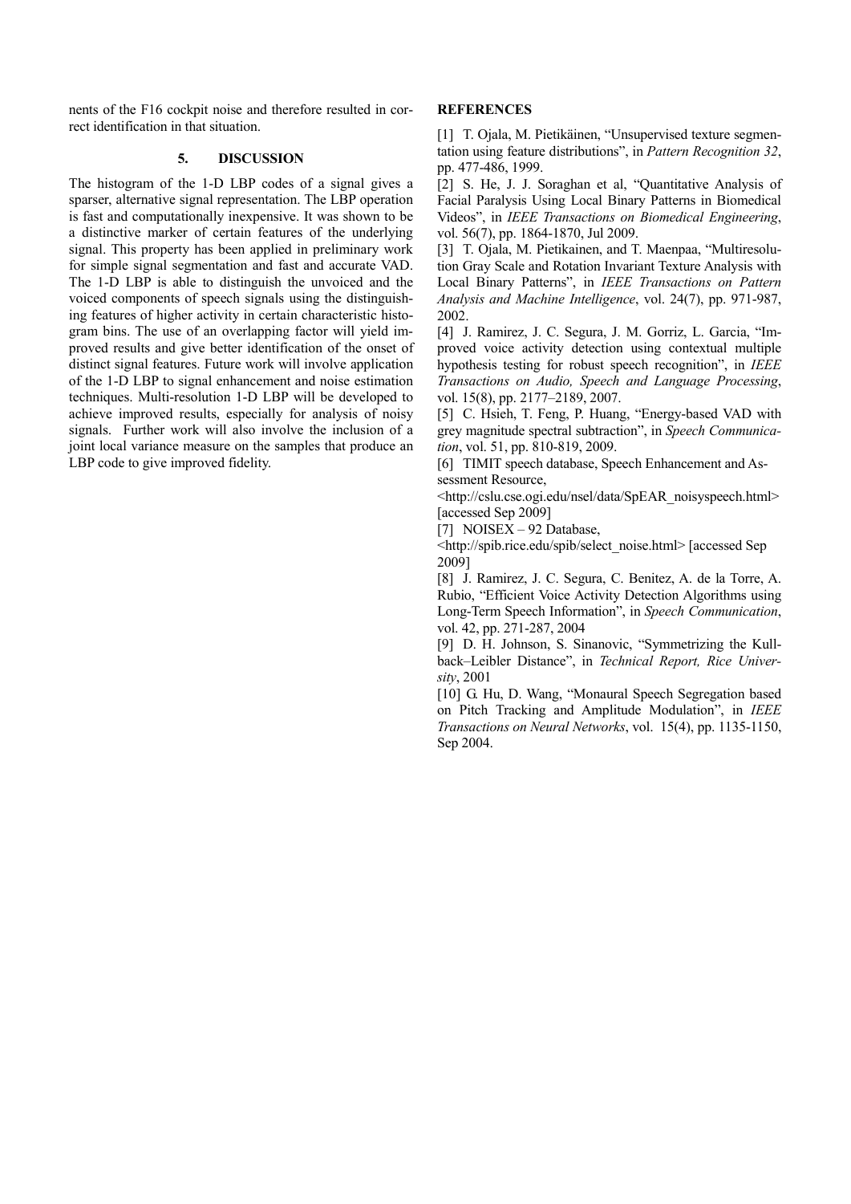nents of the F16 cockpit noise and therefore resulted in correct identification in that situation.

## 5. DISCUSSION

The histogram of the 1-D LBP codes of a signal gives a sparser, alternative signal representation. The LBP operation is fast and computationally inexpensive. It was shown to be a distinctive marker of certain features of the underlying signal. This property has been applied in preliminary work for simple signal segmentation and fast and accurate VAD. The 1-D LBP is able to distinguish the unvoiced and the voiced components of speech signals using the distinguishing features of higher activity in certain characteristic histogram bins. The use of an overlapping factor will yield improved results and give better identification of the onset of distinct signal features. Future work will involve application of the 1-D LBP to signal enhancement and noise estimation techniques. Multi-resolution 1-D LBP will be developed to achieve improved results, especially for analysis of noisy signals. Further work will also involve the inclusion of a joint local variance measure on the samples that produce an LBP code to give improved fidelity.

## REFERENCES

[1] T. Ojala, M. Pietikäinen, "Unsupervised texture segmentation using feature distributions", in *Pattern Recognition 32*, pp. 477-486, 1999.

[2] S. He, J. J. Soraghan et al, "Quantitative Analysis of Facial Paralysis Using Local Binary Patterns in Biomedical Videos", in *IEEE Transactions on Biomedical Engineering*, vol. 56(7), pp. 1864-1870, Jul 2009.

[3] T. Ojala, M. Pietikainen, and T. Maenpaa, "Multiresolution Gray Scale and Rotation Invariant Texture Analysis with Local Binary Patterns", in *IEEE Transactions on Pattern Analysis and Machine Intelligence*, vol. 24(7), pp. 971-987, 2002.

[4] J. Ramirez, J. C. Segura, J. M. Gorriz, L. Garcia, "Improved voice activity detection using contextual multiple hypothesis testing for robust speech recognition", in *IEEE Transactions on Audio, Speech and Language Processing*, vol. 15(8), pp. 2177–2189, 2007.

[5] C. Hsieh, T. Feng, P. Huang, "Energy-based VAD with grey magnitude spectral subtraction", in *Speech Communication*, vol. 51, pp. 810-819, 2009.

[6] TIMIT speech database, Speech Enhancement and Assessment Resource, <http://cslu.cse.ogi.edu/nsel/data/SpEAR_noisyspeech.html> [accessed Sep 2009]

[7] NOISEX – 92 Database, <http://spib.rice.edu/spib/select_noise.html> [accessed Sep 2009]

[8] J. Ramirez, J. C. Segura, C. Benitez, A. de la Torre, A. Rubio, "Efficient Voice Activity Detection Algorithms using Long-Term Speech Information", in *Speech Communication*, vol. 42, pp. 271-287, 2004

[9] D. H. Johnson, S. Sinanovic, "Symmetrizing the Kullback–Leibler Distance", in *Technical Report, Rice University*, 2001

[10] G. Hu, D. Wang, "Monaural Speech Segregation based on Pitch Tracking and Amplitude Modulation", in *IEEE Transactions on Neural Networks*, vol. 15(4), pp. 1135-1150, Sep 2004.